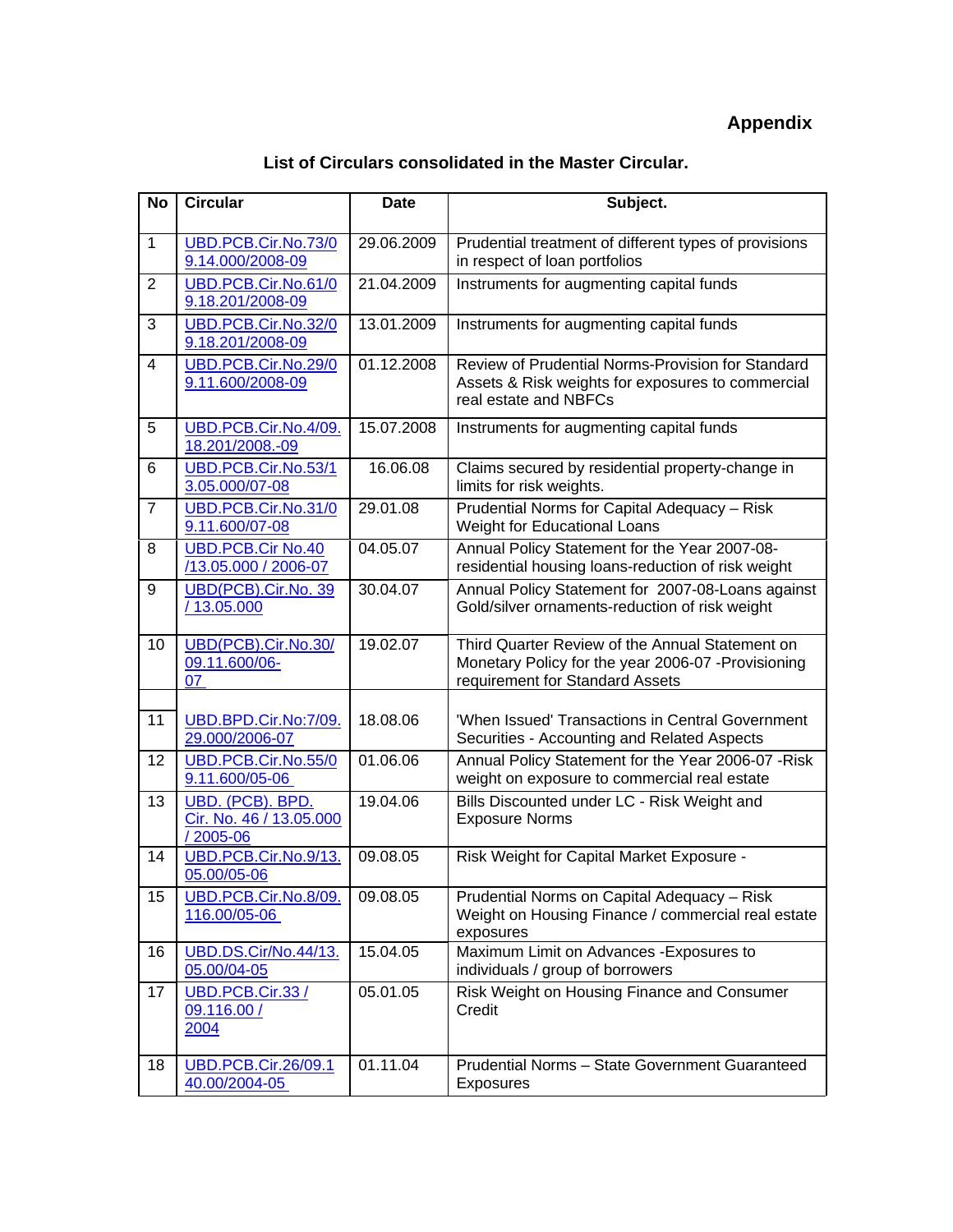**Appendix**

**List of Circulars consolidated in the Master Circular.**

| No | Circular | Date | Subject. |
|---|---|---|---|
| 1 | UBD.PCB.Cir.No.73/09.14.000/2008-09 | 29.06.2009 | Prudential treatment of different types of provisions in respect of loan portfolios |
| 2 | UBD.PCB.Cir.No.61/09.18.201/2008-09 | 21.04.2009 | Instruments for augmenting capital funds |
| 3 | UBD.PCB.Cir.No.32/09.18.201/2008-09 | 13.01.2009 | Instruments for augmenting capital funds |
| 4 | UBD.PCB.Cir.No.29/09.11.600/2008-09 | 01.12.2008 | Review of Prudential Norms-Provision for Standard Assets & Risk weights for exposures to commercial real estate and NBFCs |
| 5 | UBD.PCB.Cir.No.4/09.18.201/2008.-09 | 15.07.2008 | Instruments for augmenting capital funds |
| 6 | UBD.PCB.Cir.No.53/13.05.000/07-08 | 16.06.08 | Claims secured by residential property-change in limits for risk weights. |
| 7 | UBD.PCB.Cir.No.31/09.11.600/07-08 | 29.01.08 | Prudential Norms for Capital Adequacy – Risk Weight for Educational Loans |
| 8 | UBD.PCB.Cir No.40 /13.05.000 / 2006-07 | 04.05.07 | Annual Policy Statement for the Year 2007-08- residential housing loans-reduction of risk weight |
| 9 | UBD(PCB).Cir.No. 39 / 13.05.000 | 30.04.07 | Annual Policy Statement for 2007-08-Loans against Gold/silver ornaments-reduction of risk weight |
| 10 | UBD(PCB).Cir.No.30/09.11.600/06-07 | 19.02.07 | Third Quarter Review of the Annual Statement on Monetary Policy for the year 2006-07 -Provisioning requirement for Standard Assets |
| 11 | UBD.BPD.Cir.No:7/09.29.000/2006-07 | 18.08.06 | 'When Issued' Transactions in Central Government Securities - Accounting and Related Aspects |
| 12 | UBD.PCB.Cir.No.55/09.11.600/05-06 | 01.06.06 | Annual Policy Statement for the Year 2006-07 -Risk weight on exposure to commercial real estate |
| 13 | UBD. (PCB). BPD. Cir. No. 46 / 13.05.000 / 2005-06 | 19.04.06 | Bills Discounted under LC - Risk Weight and Exposure Norms |
| 14 | UBD.PCB.Cir.No.9/13.05.00/05-06 | 09.08.05 | Risk Weight for Capital Market Exposure - |
| 15 | UBD.PCB.Cir.No.8/09.116.00/05-06 | 09.08.05 | Prudential Norms on Capital Adequacy – Risk Weight on Housing Finance / commercial real estate exposures |
| 16 | UBD.DS.Cir/No.44/13.05.00/04-05 | 15.04.05 | Maximum Limit on Advances -Exposures to individuals / group of borrowers |
| 17 | UBD.PCB.Cir.33 / 09.116.00 / 2004 | 05.01.05 | Risk Weight on Housing Finance and Consumer Credit |
| 18 | UBD.PCB.Cir.26/09.140.00/2004-05 | 01.11.04 | Prudential Norms – State Government Guaranteed Exposures |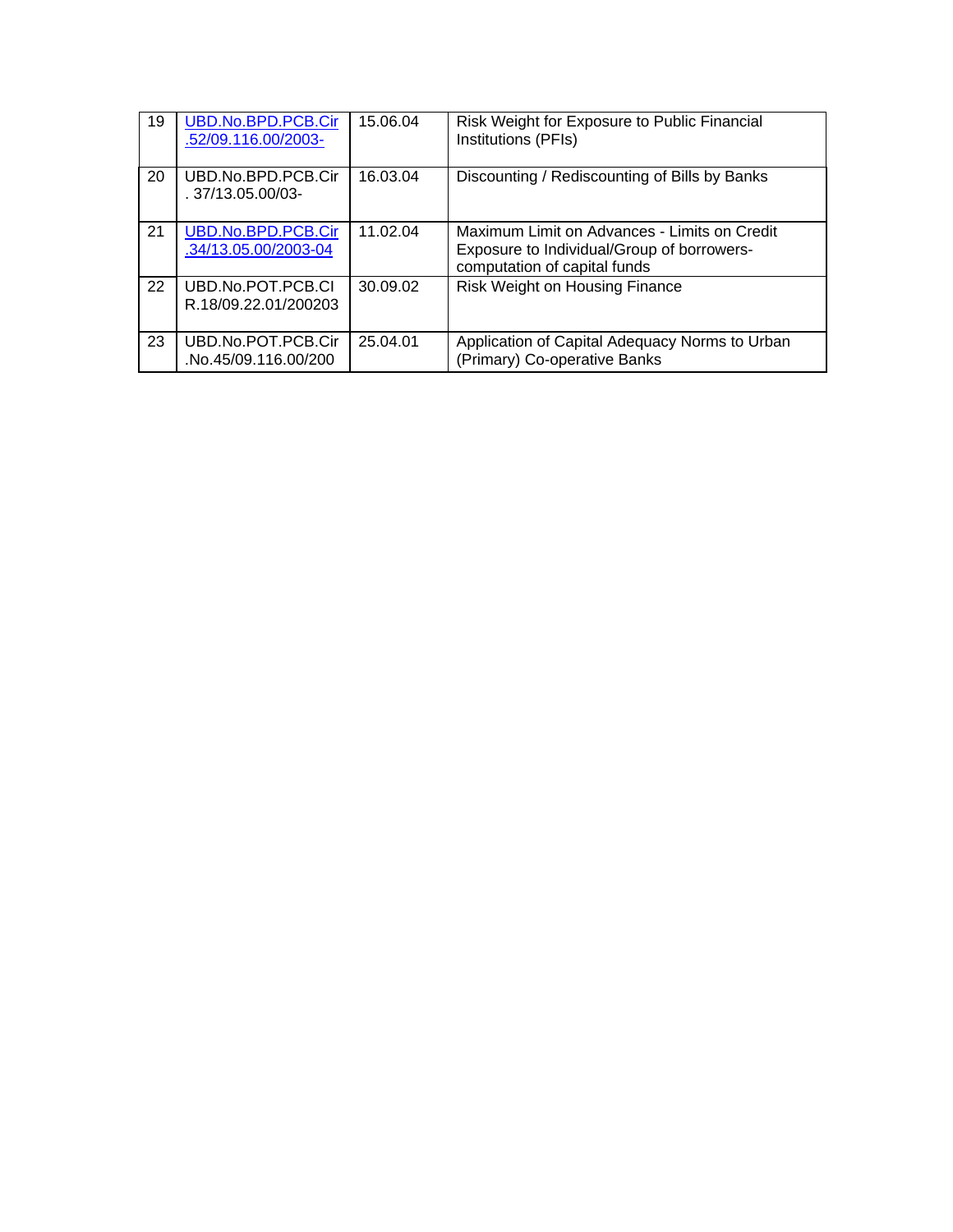| | | | |
|---|---|---|---|
| 19 | UBD.No.BPD.PCB.Cir.52/09.116.00/2003- | 15.06.04 | Risk Weight for Exposure to Public Financial Institutions (PFIs) |
| 20 | UBD.No.BPD.PCB.Cir. 37/13.05.00/03- | 16.03.04 | Discounting / Rediscounting of Bills by Banks |
| 21 | UBD.No.BPD.PCB.Cir.34/13.05.00/2003-04 | 11.02.04 | Maximum Limit on Advances - Limits on Credit Exposure to Individual/Group of borrowers-computation of capital funds |
| 22 | UBD.No.POT.PCB.CIR.18/09.22.01/200203 | 30.09.02 | Risk Weight on Housing Finance |
| 23 | UBD.No.POT.PCB.Cir.No.45/09.116.00/200 | 25.04.01 | Application of Capital Adequacy Norms to Urban (Primary) Co-operative Banks |